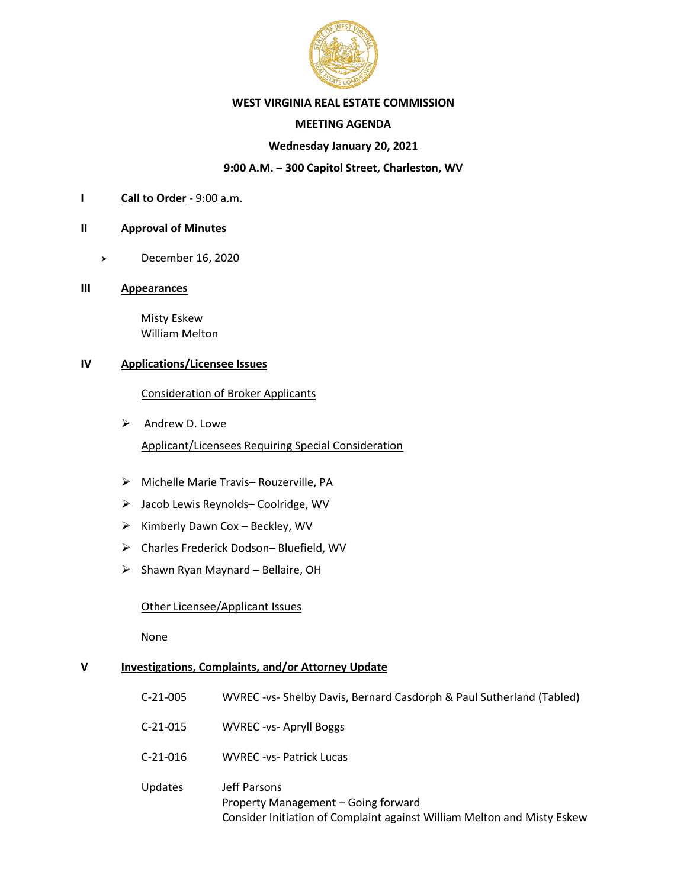**WEST VIRGINIA REAL ESTATE COMMISSION**

**MEETING AGENDA**

**Wednesday January 20, 2021**

**9:00 A.M. – 300 Capitol Street, Charleston, WV**

**I** **Call to Order** - 9:00 a.m.

**II** **Approval of Minutes**

- December 16, 2020

**III** **Appearances**

Misty Eskew
William Melton

**IV** **Applications/Licensee Issues**

Consideration of Broker Applicants

- Andrew D. Lowe

Applicant/Licensees Requiring Special Consideration

- Michelle Marie Travis– Rouzerville, PA
- Jacob Lewis Reynolds– Coolridge, WV
- Kimberly Dawn Cox – Beckley, WV
- Charles Frederick Dodson– Bluefield, WV
- Shawn Ryan Maynard – Bellaire, OH

Other Licensee/Applicant Issues

None

**V** **Investigations, Complaints, and/or Attorney Update**

C-21-005 WVREC -vs- Shelby Davis, Bernard Casdorph & Paul Sutherland (Tabled)

C-21-015 WVREC -vs- Apryll Boggs

C-21-016 WVREC -vs- Patrick Lucas

Updates Jeff Parsons
Property Management – Going forward
Consider Initiation of Complaint against William Melton and Misty Eskew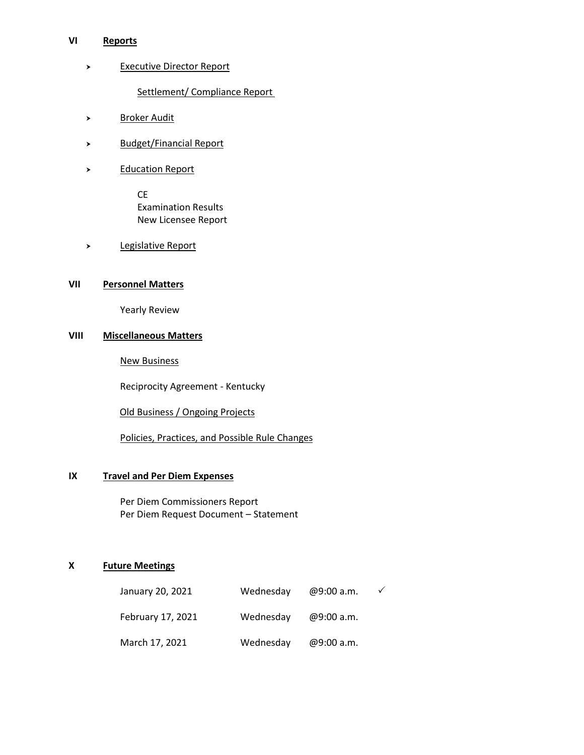## VI Reports

- Executive Director Report
  - Settlement/ Compliance Report
- Broker Audit
- Budget/Financial Report
- Education Report
  - CE
  - Examination Results
  - New Licensee Report
- Legislative Report

## VII Personnel Matters

Yearly Review

## VIII Miscellaneous Matters

New Business

Reciprocity Agreement - Kentucky

Old Business / Ongoing Projects

Policies, Practices, and Possible Rule Changes

## IX Travel and Per Diem Expenses

Per Diem Commissioners Report
Per Diem Request Document – Statement

## X Future Meetings

| | | | |
|---|---|---|---|
| January 20, 2021 | Wednesday | @9:00 a.m. | ✓ |
| February 17, 2021 | Wednesday | @9:00 a.m. | |
| March 17, 2021 | Wednesday | @9:00 a.m. | |